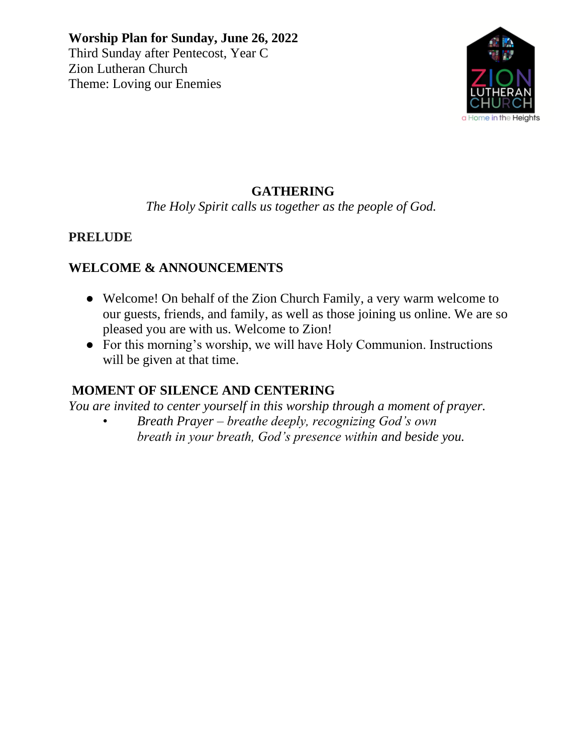**Worship Plan for Sunday, June 26, 2022**
Third Sunday after Pentecost, Year C
Zion Lutheran Church
Theme: Loving our Enemies

## GATHERING

*The Holy Spirit calls us together as the people of God.*

**PRELUDE**

**WELCOME & ANNOUNCEMENTS**

- Welcome! On behalf of the Zion Church Family, a very warm welcome to our guests, friends, and family, as well as those joining us online. We are so pleased you are with us. Welcome to Zion!
- For this morning's worship, we will have Holy Communion. Instructions will be given at that time.

**MOMENT OF SILENCE AND CENTERING**

*You are invited to center yourself in this worship through a moment of prayer.*

- *Breath Prayer – breathe deeply, recognizing God's own breath in your breath, God's presence within and beside you.*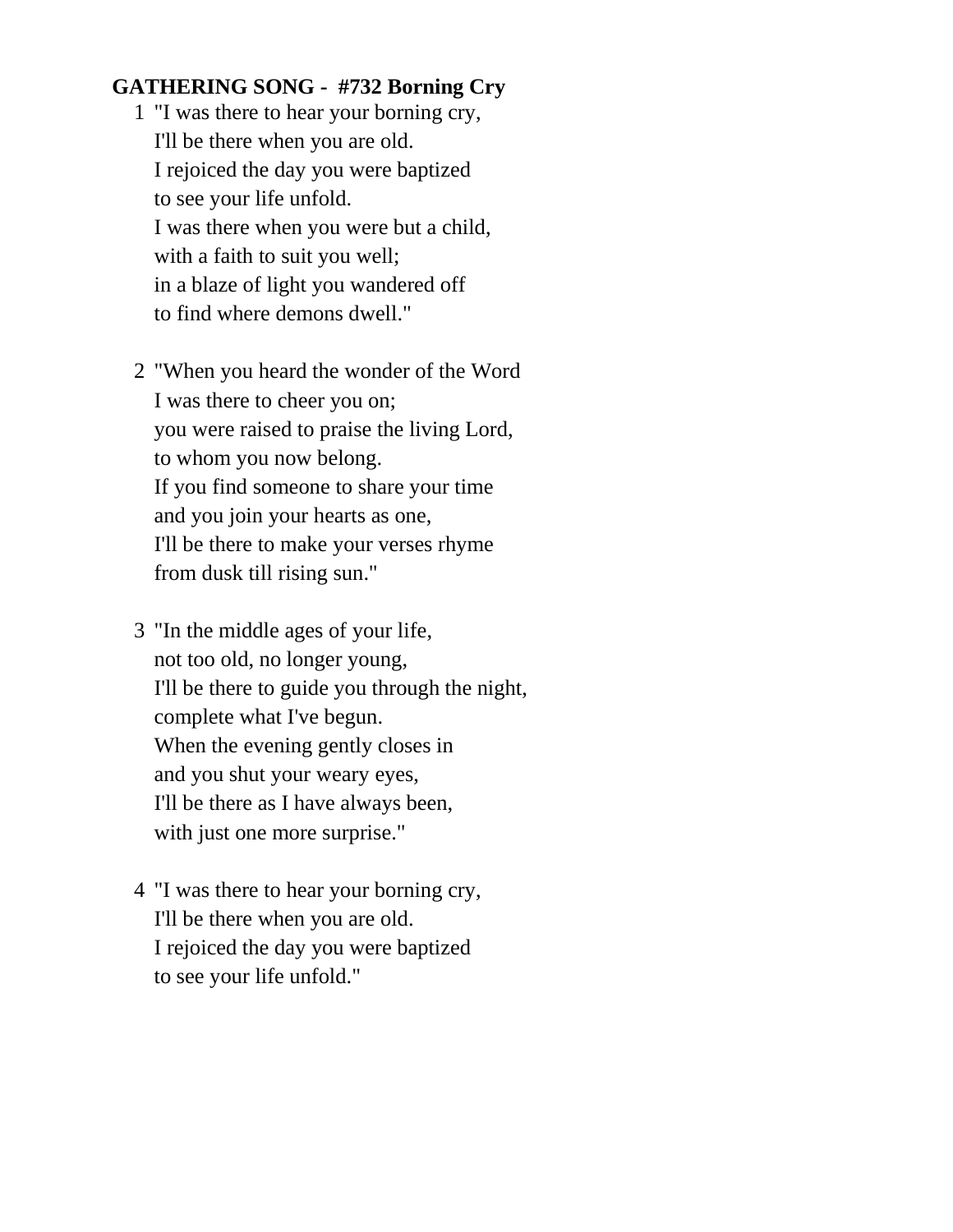**GATHERING SONG - #732 Borning Cry**

1 "I was there to hear your borning cry,
I'll be there when you are old.
I rejoiced the day you were baptized
to see your life unfold.
I was there when you were but a child,
with a faith to suit you well;
in a blaze of light you wandered off
to find where demons dwell."

2 "When you heard the wonder of the Word
I was there to cheer you on;
you were raised to praise the living Lord,
to whom you now belong.
If you find someone to share your time
and you join your hearts as one,
I'll be there to make your verses rhyme
from dusk till rising sun."

3 "In the middle ages of your life,
not too old, no longer young,
I'll be there to guide you through the night,
complete what I've begun.
When the evening gently closes in
and you shut your weary eyes,
I'll be there as I have always been,
with just one more surprise."

4 "I was there to hear your borning cry,
I'll be there when you are old.
I rejoiced the day you were baptized
to see your life unfold."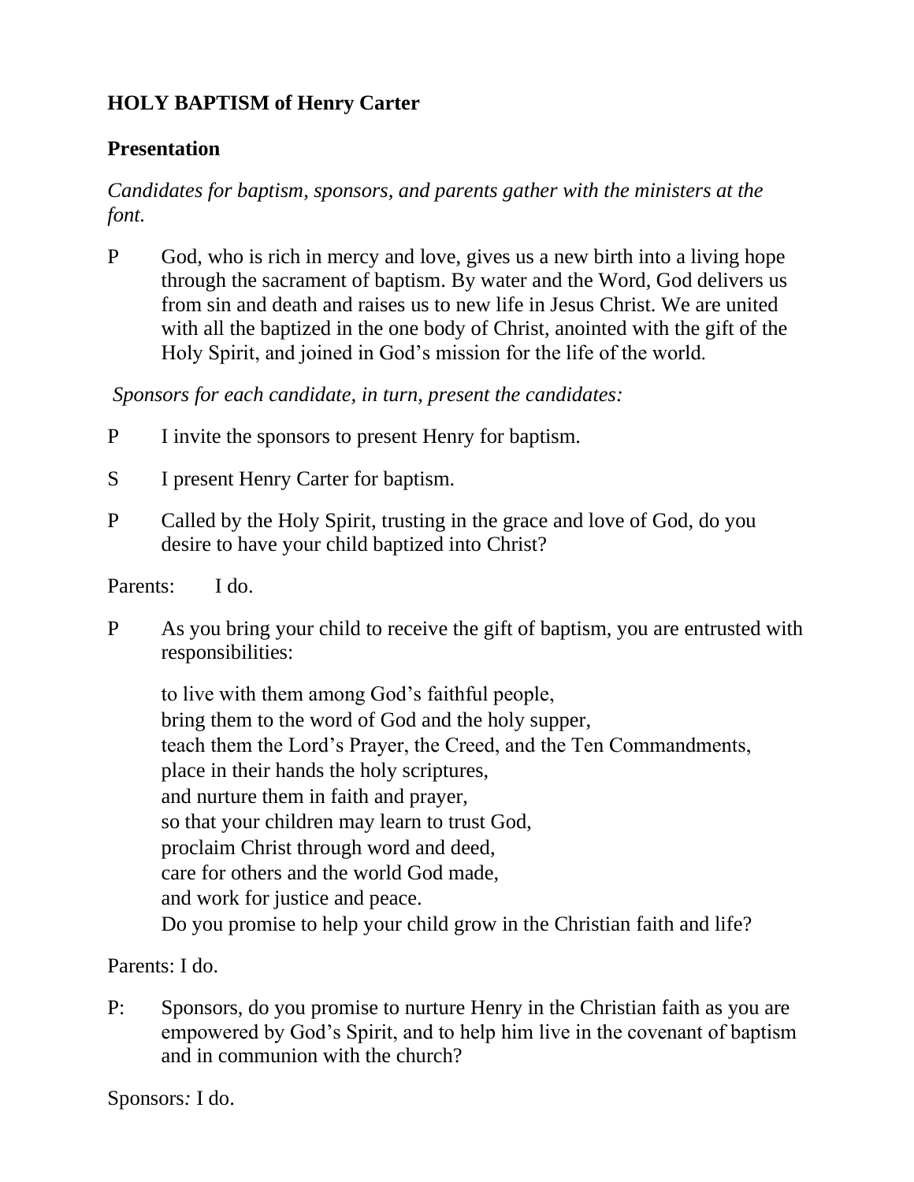**HOLY BAPTISM of Henry Carter**

**Presentation**

*Candidates for baptism, sponsors, and parents gather with the ministers at the font.*

P God, who is rich in mercy and love, gives us a new birth into a living hope through the sacrament of baptism. By water and the Word, God delivers us from sin and death and raises us to new life in Jesus Christ. We are united with all the baptized in the one body of Christ, anointed with the gift of the Holy Spirit, and joined in God's mission for the life of the world.

*Sponsors for each candidate, in turn, present the candidates:*

P I invite the sponsors to present Henry for baptism.

S I present Henry Carter for baptism.

P Called by the Holy Spirit, trusting in the grace and love of God, do you desire to have your child baptized into Christ?

Parents: I do.

P As you bring your child to receive the gift of baptism, you are entrusted with responsibilities:

to live with them among God's faithful people,
bring them to the word of God and the holy supper,
teach them the Lord's Prayer, the Creed, and the Ten Commandments,
place in their hands the holy scriptures,
and nurture them in faith and prayer,
so that your children may learn to trust God,
proclaim Christ through word and deed,
care for others and the world God made,
and work for justice and peace.
Do you promise to help your child grow in the Christian faith and life?

Parents: I do.

P: Sponsors, do you promise to nurture Henry in the Christian faith as you are empowered by God's Spirit, and to help him live in the covenant of baptism and in communion with the church?

Sponsors*:* I do.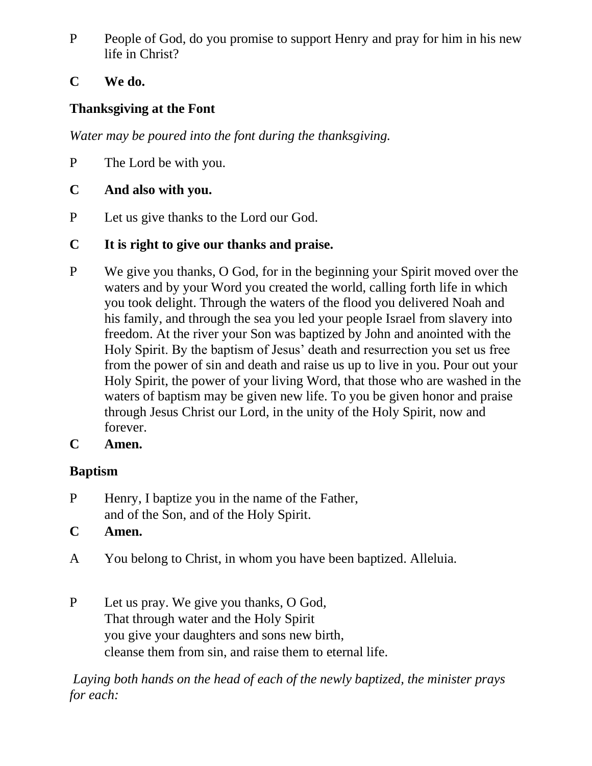P People of God, do you promise to support Henry and pray for him in his new life in Christ?

**C We do.**

**Thanksgiving at the Font**

*Water may be poured into the font during the thanksgiving.*

P The Lord be with you.

**C And also with you.**

P Let us give thanks to the Lord our God.

**C It is right to give our thanks and praise.**

P We give you thanks, O God, for in the beginning your Spirit moved over the waters and by your Word you created the world, calling forth life in which you took delight. Through the waters of the flood you delivered Noah and his family, and through the sea you led your people Israel from slavery into freedom. At the river your Son was baptized by John and anointed with the Holy Spirit. By the baptism of Jesus' death and resurrection you set us free from the power of sin and death and raise us up to live in you. Pour out your Holy Spirit, the power of your living Word, that those who are washed in the waters of baptism may be given new life. To you be given honor and praise through Jesus Christ our Lord, in the unity of the Holy Spirit, now and forever.

**C Amen.**

**Baptism**

P Henry, I baptize you in the name of the Father,
and of the Son, and of the Holy Spirit.

**C Amen.**

A You belong to Christ, in whom you have been baptized. Alleluia.

P Let us pray. We give you thanks, O God,
That through water and the Holy Spirit
you give your daughters and sons new birth,
cleanse them from sin, and raise them to eternal life.

*Laying both hands on the head of each of the newly baptized, the minister prays for each:*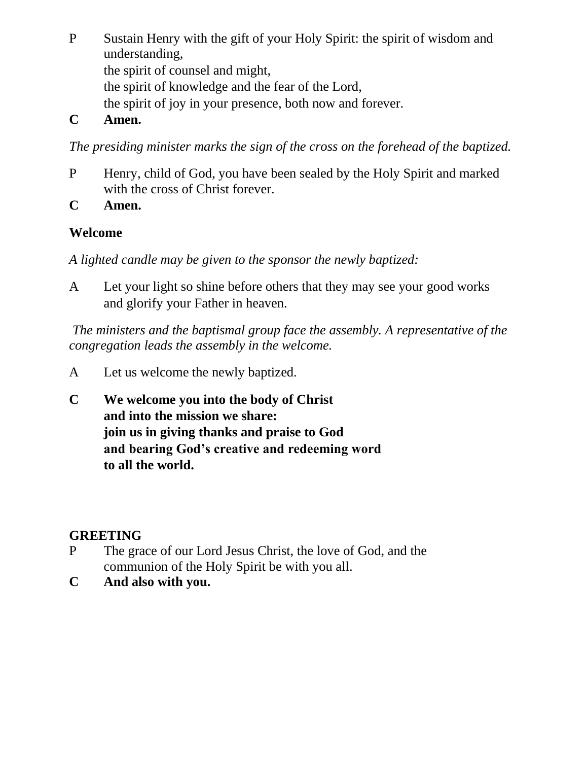P Sustain Henry with the gift of your Holy Spirit: the spirit of wisdom and understanding,
the spirit of counsel and might,
the spirit of knowledge and the fear of the Lord,
the spirit of joy in your presence, both now and forever.

**C Amen.**

*The presiding minister marks the sign of the cross on the forehead of the baptized.*

P Henry, child of God, you have been sealed by the Holy Spirit and marked with the cross of Christ forever.

**C Amen.**

**Welcome**

*A lighted candle may be given to the sponsor the newly baptized:*

A Let your light so shine before others that they may see your good works and glorify your Father in heaven.

*The ministers and the baptismal group face the assembly. A representative of the congregation leads the assembly in the welcome.*

A Let us welcome the newly baptized.

**C We welcome you into the body of Christ**
**and into the mission we share:**
**join us in giving thanks and praise to God**
**and bearing God's creative and redeeming word**
**to all the world.**

**GREETING**

P The grace of our Lord Jesus Christ, the love of God, and the communion of the Holy Spirit be with you all.

**C And also with you.**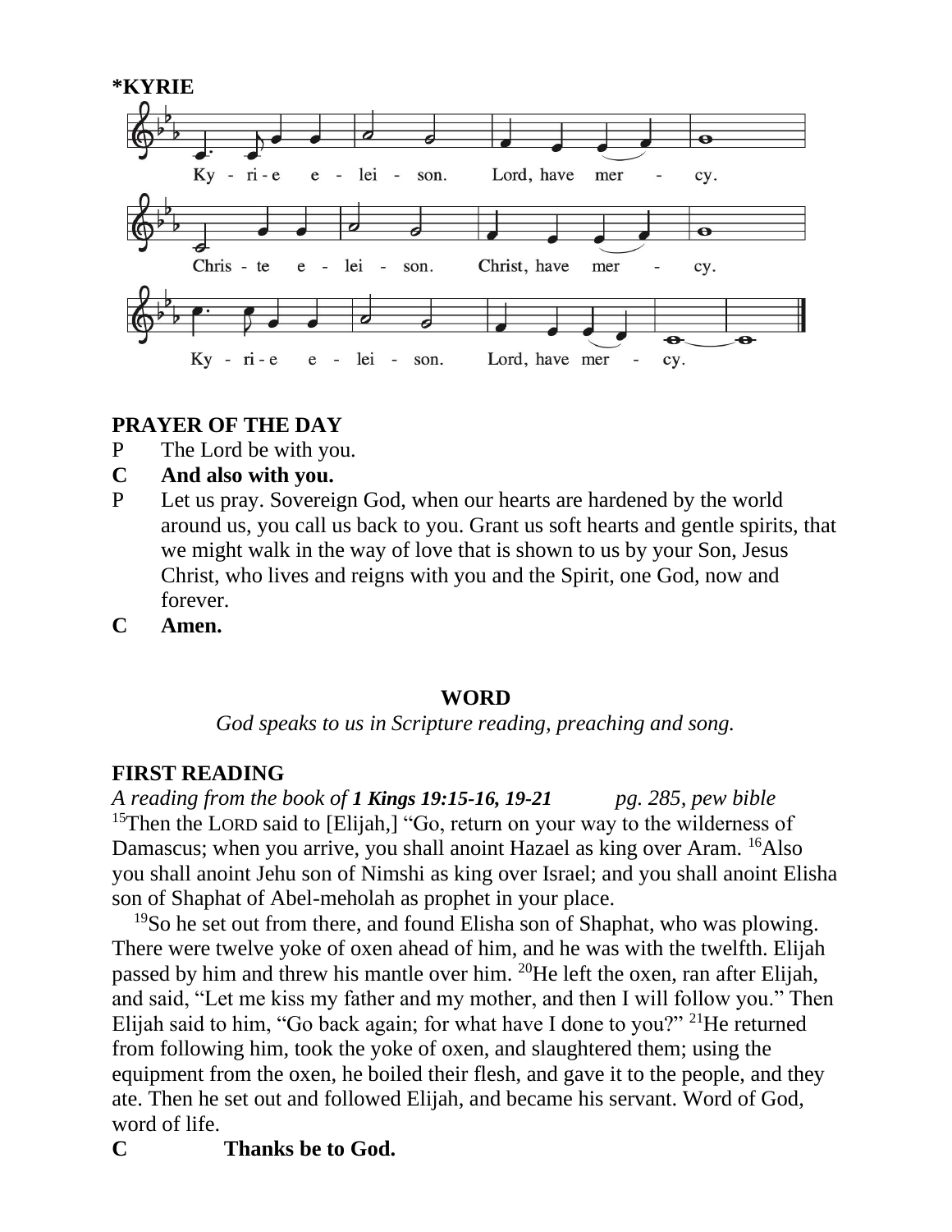**\*KYRIE**

Ky - ri - e e - lei - son. Lord, have mer - cy.

Chris - te e - lei - son. Christ, have mer - cy.

Ky - ri - e e - lei - son. Lord, have mer - cy.

**PRAYER OF THE DAY**

P The Lord be with you.

**C And also with you.**

P Let us pray. Sovereign God, when our hearts are hardened by the world around us, you call us back to you. Grant us soft hearts and gentle spirits, that we might walk in the way of love that is shown to us by your Son, Jesus Christ, who lives and reigns with you and the Spirit, one God, now and forever.

**C Amen.**

## WORD

*God speaks to us in Scripture reading, preaching and song.*

**FIRST READING**

*A reading from the book of* ***1 Kings 19:15-16, 19-21*** *pg. 285, pew bible*

[15]Then the LORD said to [Elijah,] "Go, return on your way to the wilderness of Damascus; when you arrive, you shall anoint Hazael as king over Aram. [16]Also you shall anoint Jehu son of Nimshi as king over Israel; and you shall anoint Elisha son of Shaphat of Abel-meholah as prophet in your place.

[19]So he set out from there, and found Elisha son of Shaphat, who was plowing. There were twelve yoke of oxen ahead of him, and he was with the twelfth. Elijah passed by him and threw his mantle over him. [20]He left the oxen, ran after Elijah, and said, "Let me kiss my father and my mother, and then I will follow you." Then Elijah said to him, "Go back again; for what have I done to you?" [21]He returned from following him, took the yoke of oxen, and slaughtered them; using the equipment from the oxen, he boiled their flesh, and gave it to the people, and they ate. Then he set out and followed Elijah, and became his servant. Word of God, word of life.

**C Thanks be to God.**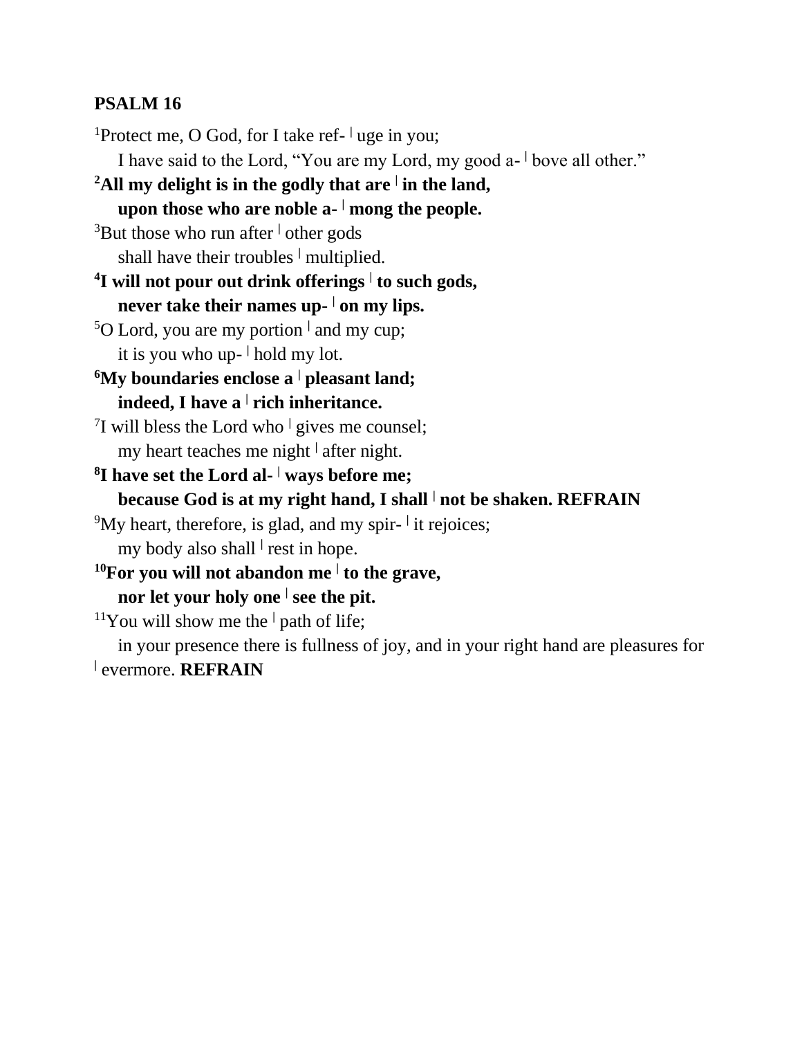**PSALM 16**

[1]Protect me, O God, for I take ref- ǀ uge in you;
I have said to the Lord, "You are my Lord, my good a- ǀ bove all other."
**[2]All my delight is in the godly that are ǀ in the land,
upon those who are noble a- ǀ mong the people.**
[3]But those who run after ǀ other gods
shall have their troubles ǀ multiplied.
**[4]I will not pour out drink offerings ǀ to such gods,
never take their names up- ǀ on my lips.**
[5]O Lord, you are my portion ǀ and my cup;
it is you who up- ǀ hold my lot.
**[6]My boundaries enclose a ǀ pleasant land;
indeed, I have a ǀ rich inheritance.**
[7]I will bless the Lord who ǀ gives me counsel;
my heart teaches me night ǀ after night.
**[8]I have set the Lord al- ǀ ways before me;
because God is at my right hand, I shall ǀ not be shaken. REFRAIN**
[9]My heart, therefore, is glad, and my spir- ǀ it rejoices;
my body also shall ǀ rest in hope.
**[10]For you will not abandon me ǀ to the grave,
nor let your holy one ǀ see the pit.**
[11]You will show me the ǀ path of life;
in your presence there is fullness of joy, and in your right hand are pleasures for ǀ evermore. **REFRAIN**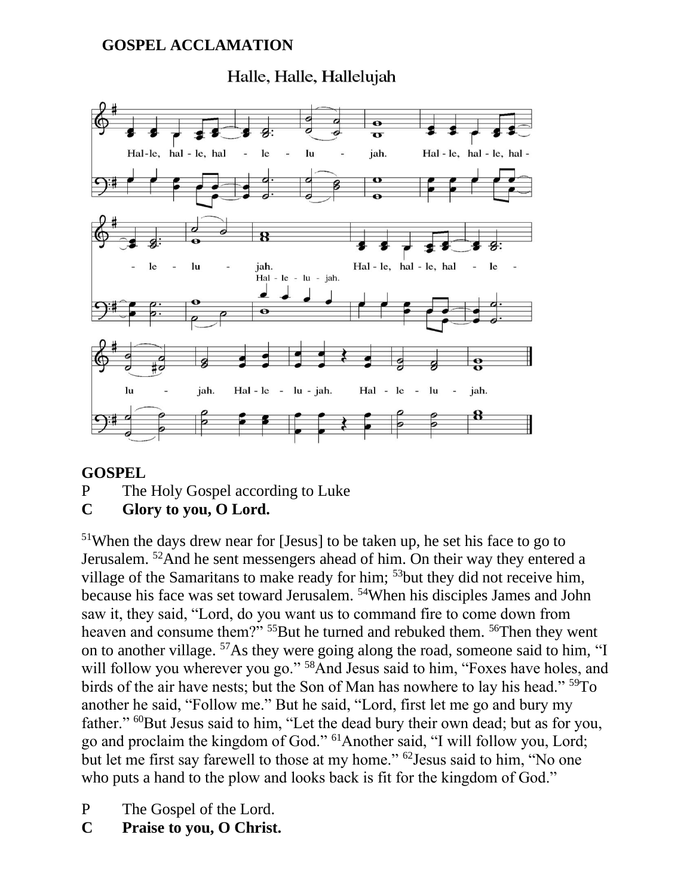**GOSPEL ACCLAMATION**

Halle, Halle, Hallelujah

Hal-le, hal-le, hal - le - lu - jah. Hal-le, hal-le, hal - le - lu - jah. Hal-le-lu-jah. Hal-le, hal-le, hal - le - lu - jah. Hal-le - lu-jah. Hal - le - lu - jah.

**GOSPEL**

P The Holy Gospel according to Luke

**C Glory to you, O Lord.**

[51]When the days drew near for [Jesus] to be taken up, he set his face to go to Jerusalem. [52]And he sent messengers ahead of him. On their way they entered a village of the Samaritans to make ready for him; [53]but they did not receive him, because his face was set toward Jerusalem. [54]When his disciples James and John saw it, they said, "Lord, do you want us to command fire to come down from heaven and consume them?" [55]But he turned and rebuked them. [56]Then they went on to another village. [57]As they were going along the road, someone said to him, "I will follow you wherever you go." [58]And Jesus said to him, "Foxes have holes, and birds of the air have nests; but the Son of Man has nowhere to lay his head." [59]To another he said, "Follow me." But he said, "Lord, first let me go and bury my father." [60]But Jesus said to him, "Let the dead bury their own dead; but as for you, go and proclaim the kingdom of God." [61]Another said, "I will follow you, Lord; but let me first say farewell to those at my home." [62]Jesus said to him, "No one who puts a hand to the plow and looks back is fit for the kingdom of God."

P The Gospel of the Lord.

**C Praise to you, O Christ.**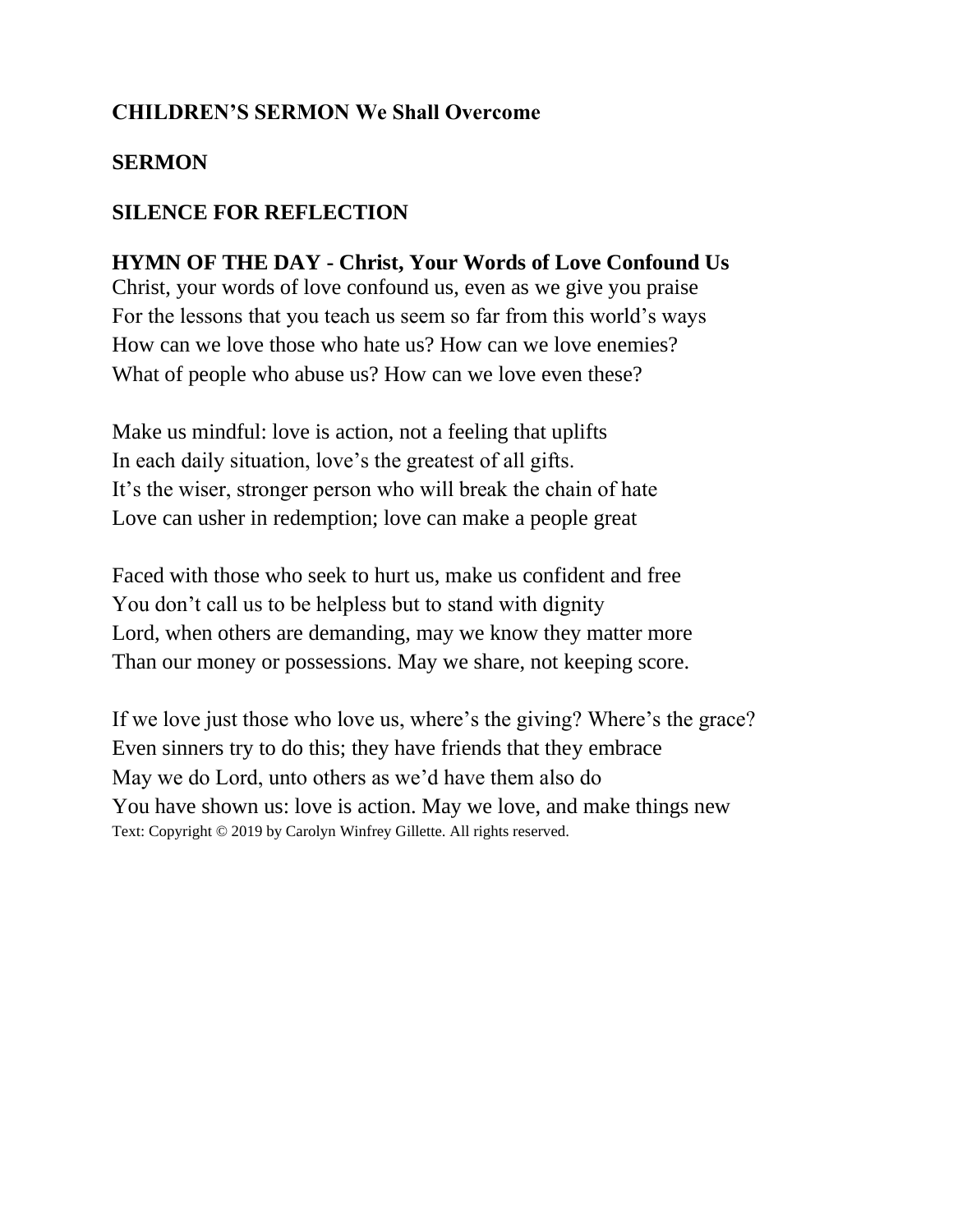**CHILDREN'S SERMON We Shall Overcome**

**SERMON**

**SILENCE FOR REFLECTION**

**HYMN OF THE DAY - Christ, Your Words of Love Confound Us**

Christ, your words of love confound us, even as we give you praise
For the lessons that you teach us seem so far from this world's ways
How can we love those who hate us? How can we love enemies?
What of people who abuse us? How can we love even these?

Make us mindful: love is action, not a feeling that uplifts
In each daily situation, love's the greatest of all gifts.
It's the wiser, stronger person who will break the chain of hate
Love can usher in redemption; love can make a people great

Faced with those who seek to hurt us, make us confident and free
You don't call us to be helpless but to stand with dignity
Lord, when others are demanding, may we know they matter more
Than our money or possessions. May we share, not keeping score.

If we love just those who love us, where's the giving? Where's the grace?
Even sinners try to do this; they have friends that they embrace
May we do Lord, unto others as we'd have them also do
You have shown us: love is action. May we love, and make things new

Text: Copyright © 2019 by Carolyn Winfrey Gillette. All rights reserved.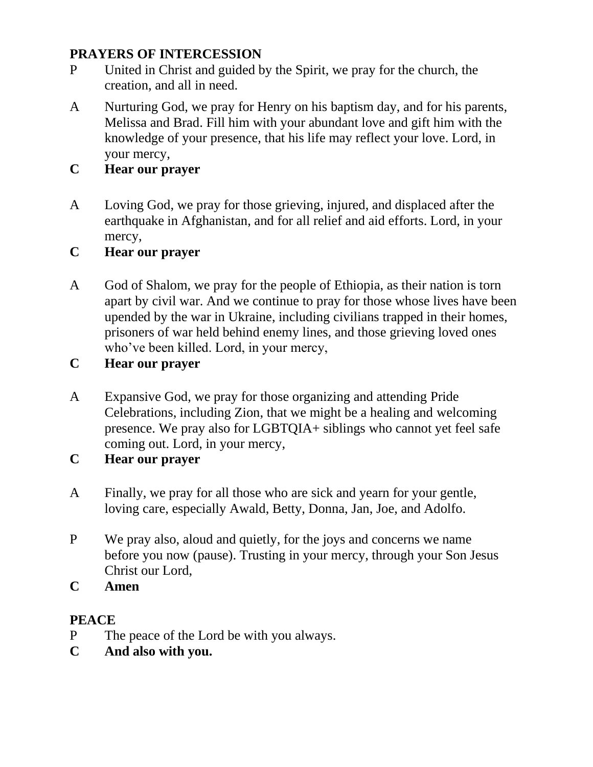## PRAYERS OF INTERCESSION

P United in Christ and guided by the Spirit, we pray for the church, the creation, and all in need.

A Nurturing God, we pray for Henry on his baptism day, and for his parents, Melissa and Brad. Fill him with your abundant love and gift him with the knowledge of your presence, that his life may reflect your love. Lord, in your mercy,

**C Hear our prayer**

A Loving God, we pray for those grieving, injured, and displaced after the earthquake in Afghanistan, and for all relief and aid efforts. Lord, in your mercy,

**C Hear our prayer**

A God of Shalom, we pray for the people of Ethiopia, as their nation is torn apart by civil war. And we continue to pray for those whose lives have been upended by the war in Ukraine, including civilians trapped in their homes, prisoners of war held behind enemy lines, and those grieving loved ones who've been killed. Lord, in your mercy,

**C Hear our prayer**

A Expansive God, we pray for those organizing and attending Pride Celebrations, including Zion, that we might be a healing and welcoming presence. We pray also for LGBTQIA+ siblings who cannot yet feel safe coming out. Lord, in your mercy,

**C Hear our prayer**

A Finally, we pray for all those who are sick and yearn for your gentle, loving care, especially Awald, Betty, Donna, Jan, Joe, and Adolfo.

P We pray also, aloud and quietly, for the joys and concerns we name before you now (pause). Trusting in your mercy, through your Son Jesus Christ our Lord,

**C Amen**

## PEACE

P The peace of the Lord be with you always.

**C And also with you.**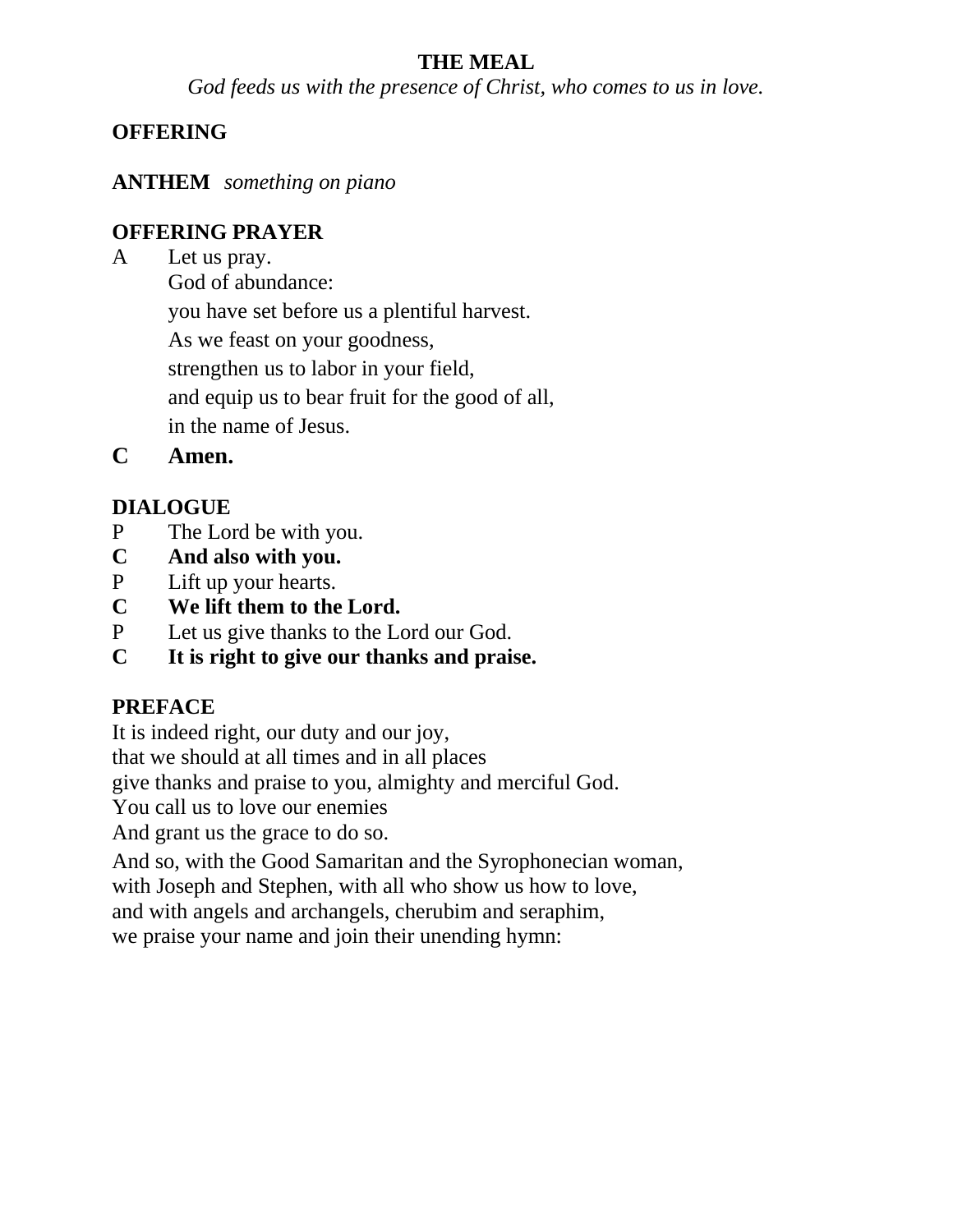## THE MEAL

*God feeds us with the presence of Christ, who comes to us in love.*

**OFFERING**

**ANTHEM** *something on piano*

**OFFERING PRAYER**

A Let us pray.
God of abundance:
you have set before us a plentiful harvest.
As we feast on your goodness,
strengthen us to labor in your field,
and equip us to bear fruit for the good of all,
in the name of Jesus.

**C Amen.**

**DIALOGUE**

P The Lord be with you.
**C And also with you.**
P Lift up your hearts.
**C We lift them to the Lord.**
P Let us give thanks to the Lord our God.
**C It is right to give our thanks and praise.**

**PREFACE**

It is indeed right, our duty and our joy,
that we should at all times and in all places
give thanks and praise to you, almighty and merciful God.
You call us to love our enemies
And grant us the grace to do so.
And so, with the Good Samaritan and the Syrophonecian woman,
with Joseph and Stephen, with all who show us how to love,
and with angels and archangels, cherubim and seraphim,
we praise your name and join their unending hymn: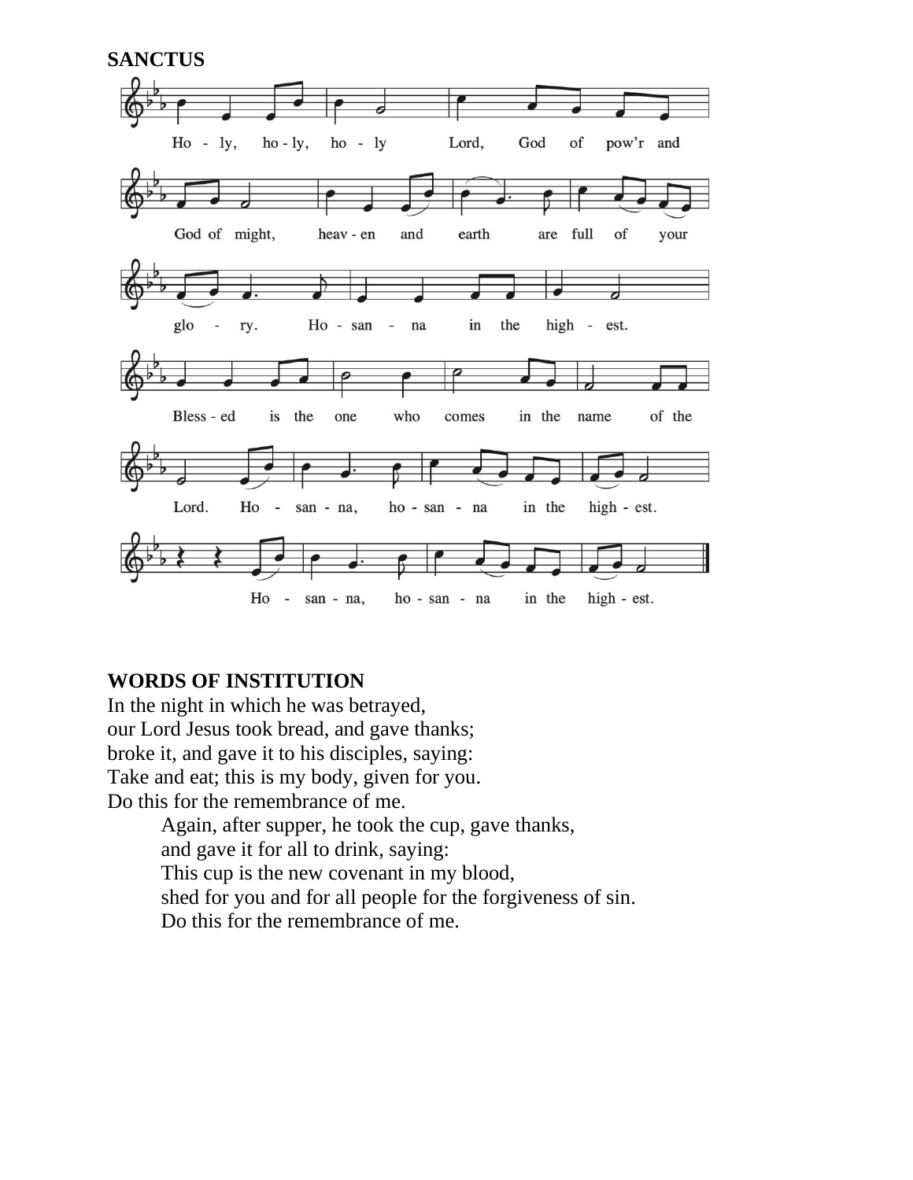**SANCTUS**

Ho - ly, ho - ly, ho - ly Lord, God of pow'r and God of might, heav - en and earth are full of your glo - ry. Ho - san - na in the high - est.

Bless - ed is the one who comes in the name of the Lord. Ho - san - na, ho - san - na in the high - est.

Ho - san - na, ho - san - na in the high - est.

**WORDS OF INSTITUTION**

In the night in which he was betrayed,
our Lord Jesus took bread, and gave thanks;
broke it, and gave it to his disciples, saying:
Take and eat; this is my body, given for you.
Do this for the remembrance of me.

> Again, after supper, he took the cup, gave thanks,
> and gave it for all to drink, saying:
> This cup is the new covenant in my blood,
> shed for you and for all people for the forgiveness of sin.
> Do this for the remembrance of me.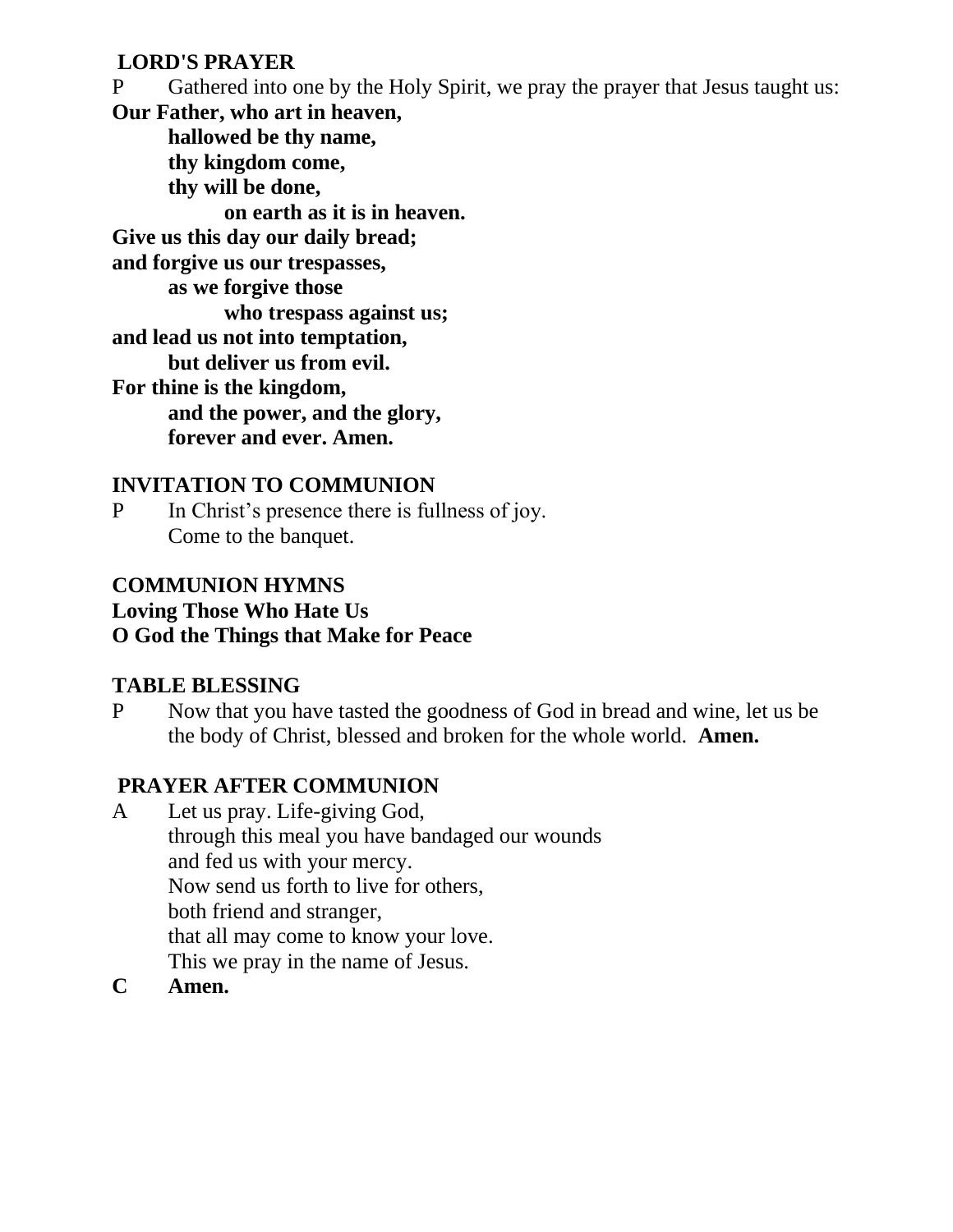**LORD'S PRAYER**

P Gathered into one by the Holy Spirit, we pray the prayer that Jesus taught us:

**Our Father, who art in heaven,**
**hallowed be thy name,**
**thy kingdom come,**
**thy will be done,**
**on earth as it is in heaven.**
**Give us this day our daily bread;**
**and forgive us our trespasses,**
**as we forgive those**
**who trespass against us;**
**and lead us not into temptation,**
**but deliver us from evil.**
**For thine is the kingdom,**
**and the power, and the glory,**
**forever and ever. Amen.**

**INVITATION TO COMMUNION**

P In Christ's presence there is fullness of joy.
Come to the banquet.

**COMMUNION HYMNS**
**Loving Those Who Hate Us**
**O God the Things that Make for Peace**

**TABLE BLESSING**

P Now that you have tasted the goodness of God in bread and wine, let us be the body of Christ, blessed and broken for the whole world. **Amen.**

**PRAYER AFTER COMMUNION**

A Let us pray. Life-giving God,
through this meal you have bandaged our wounds
and fed us with your mercy.
Now send us forth to live for others,
both friend and stranger,
that all may come to know your love.
This we pray in the name of Jesus.

**C Amen.**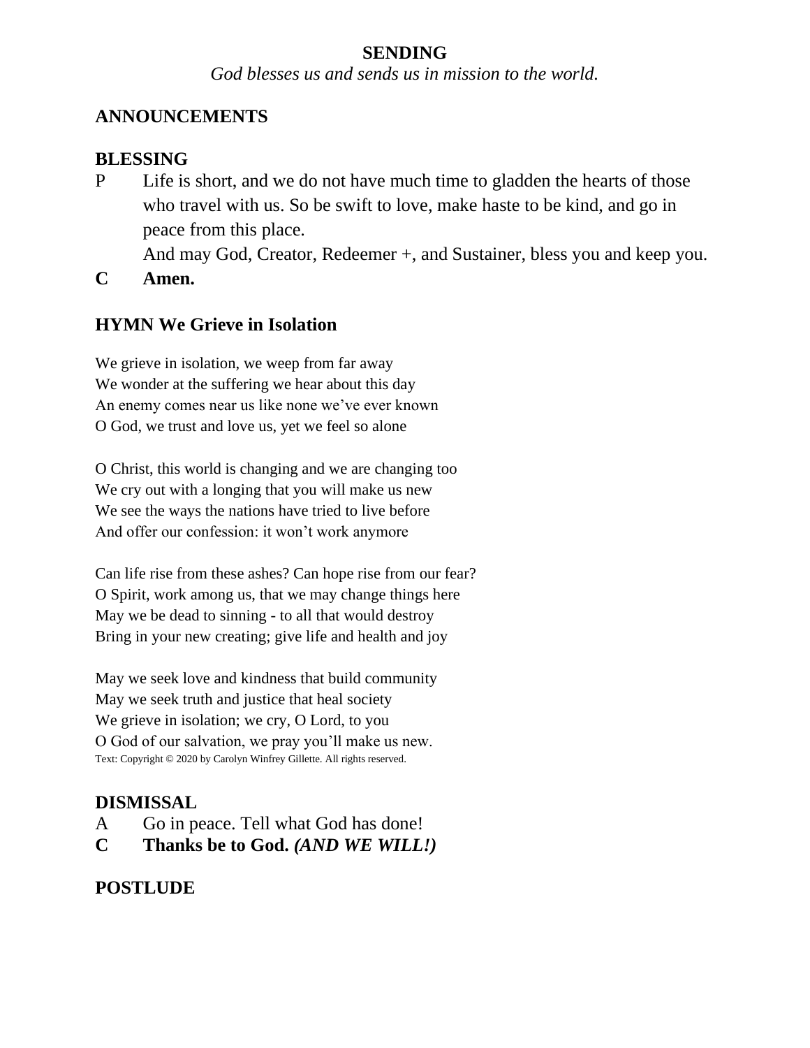## SENDING

*God blesses us and sends us in mission to the world.*

## ANNOUNCEMENTS

## BLESSING

P Life is short, and we do not have much time to gladden the hearts of those who travel with us. So be swift to love, make haste to be kind, and go in peace from this place.
And may God, Creator, Redeemer +, and Sustainer, bless you and keep you.

**C Amen.**

## HYMN We Grieve in Isolation

We grieve in isolation, we weep from far away
We wonder at the suffering we hear about this day
An enemy comes near us like none we've ever known
O God, we trust and love us, yet we feel so alone

O Christ, this world is changing and we are changing too
We cry out with a longing that you will make us new
We see the ways the nations have tried to live before
And offer our confession: it won't work anymore

Can life rise from these ashes? Can hope rise from our fear?
O Spirit, work among us, that we may change things here
May we be dead to sinning - to all that would destroy
Bring in your new creating; give life and health and joy

May we seek love and kindness that build community
May we seek truth and justice that heal society
We grieve in isolation; we cry, O Lord, to you
O God of our salvation, we pray you'll make us new.

Text: Copyright © 2020 by Carolyn Winfrey Gillette. All rights reserved.

## DISMISSAL

A Go in peace. Tell what God has done!

**C Thanks be to God.** ***(AND WE WILL!)***

## POSTLUDE